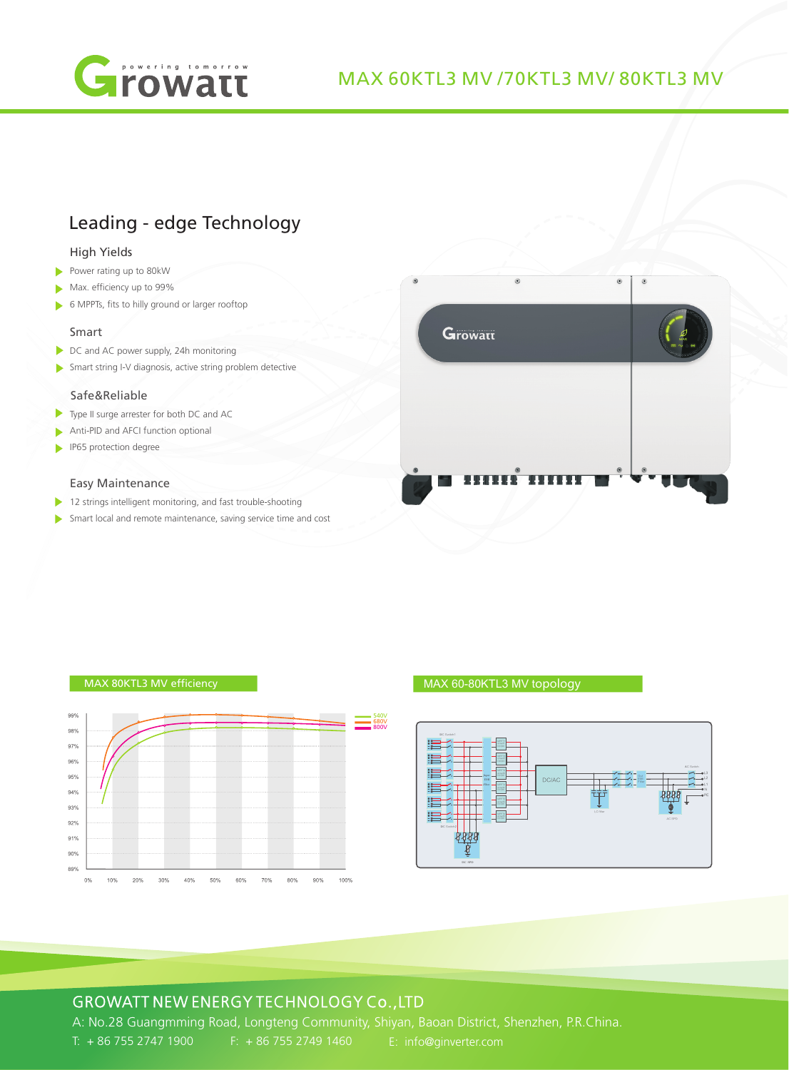# MAX 60KTL3 MV /70KTL3 MV/ 80KTL3 MV

## Leading - edge Technology

### High Yields

- Power rating up to 80kW
- Max. efficiency up to 99%
- 6 MPPTs, fits to hilly ground or larger rooftop

### Smart

- DC and AC power supply, 24h monitoring
- Smart string I-V diagnosis, active string problem detective

### Safe&Reliable

- Type II surge arrester for both DC and AC
- Anti-PID and AFCI function optional
- IP65 protection degree

### Easy Maintenance

- 12 strings intelligent monitoring, and fast trouble-shooting
- Smart local and remote maintenance, saving service time and cost

MAX 80KTL3 MV efficiency

MAX 60-80KTL3 MV topology

**GROWATT NEW ENERGY TECHNOLOGY Co.,LTD**

A: No.28 Guangmming Road, Longteng Community, Shiyan, Baoan District, Shenzhen, P.R.China.

T: + 86 755 2747 1900 F: + 86 755 2749 1460 E: info@ginverter.com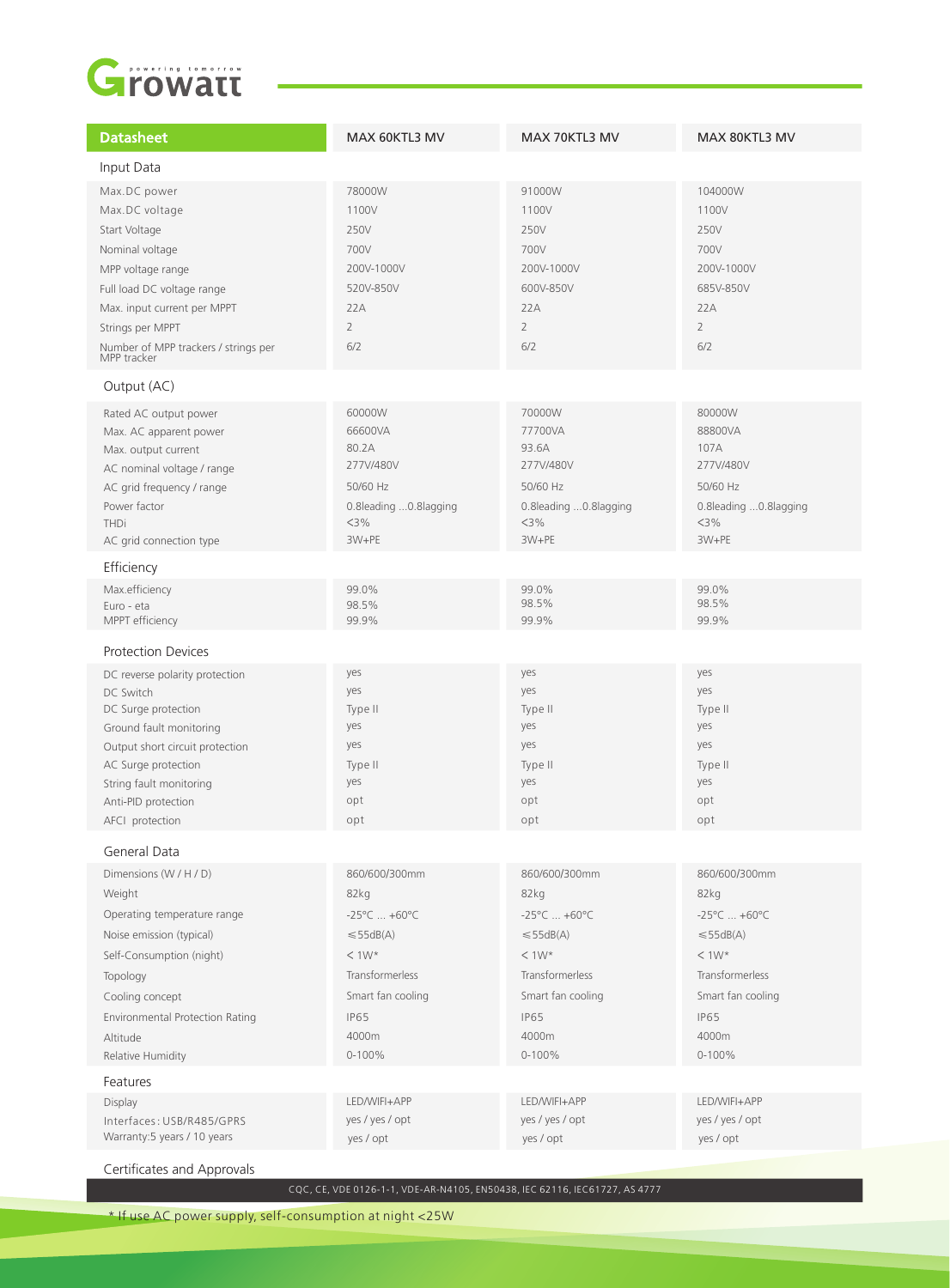Growatt

powering tomorrow

| Datasheet | MAX 60KTL3 MV | MAX 70KTL3 MV | MAX 80KTL3 MV |
|---|---|---|---|
| **Input Data** | | | |
| Max.DC power | 78000W | 91000W | 104000W |
| Max.DC voltage | 1100V | 1100V | 1100V |
| Start Voltage | 250V | 250V | 250V |
| Nominal voltage | 700V | 700V | 700V |
| MPP voltage range | 200V-1000V | 200V-1000V | 200V-1000V |
| Full load DC voltage range | 520V-850V | 600V-850V | 685V-850V |
| Max. input current per MPPT | 22A | 22A | 22A |
| Strings per MPPT | 2 | 2 | 2 |
| Number of MPP trackers / strings per MPP tracker | 6/2 | 6/2 | 6/2 |
| **Output (AC)** | | | |
| Rated AC output power | 60000W | 70000W | 80000W |
| Max. AC apparent power | 66600VA | 77700VA | 88800VA |
| Max. output current | 80.2A | 93.6A | 107A |
| AC nominal voltage / range | 277V/480V | 277V/480V | 277V/480V |
| AC grid frequency / range | 50/60 Hz | 50/60 Hz | 50/60 Hz |
| Power factor | 0.8leading ...0.8lagging | 0.8leading ...0.8lagging | 0.8leading ...0.8lagging |
| THDi | <3% | <3% | <3% |
| AC grid connection type | 3W+PE | 3W+PE | 3W+PE |
| **Efficiency** | | | |
| Max.efficiency | 99.0% | 99.0% | 99.0% |
| Euro - eta | 98.5% | 98.5% | 98.5% |
| MPPT efficiency | 99.9% | 99.9% | 99.9% |
| **Protection Devices** | | | |
| DC reverse polarity protection | yes | yes | yes |
| DC Switch | yes | yes | yes |
| DC Surge protection | Type II | Type II | Type II |
| Ground fault monitoring | yes | yes | yes |
| Output short circuit protection | yes | yes | yes |
| AC Surge protection | Type II | Type II | Type II |
| String fault monitoring | yes | yes | yes |
| Anti-PID protection | opt | opt | opt |
| AFCI protection | opt | opt | opt |
| **General Data** | | | |
| Dimensions (W / H / D) | 860/600/300mm | 860/600/300mm | 860/600/300mm |
| Weight | 82kg | 82kg | 82kg |
| Operating temperature range | -25°C ... +60°C | -25°C ... +60°C | -25°C ... +60°C |
| Noise emission (typical) | ≤55dB(A) | ≤55dB(A) | ≤55dB(A) |
| Self-Consumption (night) | < 1W* | < 1W* | < 1W* |
| Topology | Transformerless | Transformerless | Transformerless |
| Cooling concept | Smart fan cooling | Smart fan cooling | Smart fan cooling |
| Environmental Protection Rating | IP65 | IP65 | IP65 |
| Altitude | 4000m | 4000m | 4000m |
| Relative Humidity | 0-100% | 0-100% | 0-100% |
| **Features** | | | |
| Display | LED/WIFI+APP | LED/WIFI+APP | LED/WIFI+APP |
| Interfaces: USB/R485/GPRS | yes / yes / opt | yes / yes / opt | yes / yes / opt |
| Warranty:5 years / 10 years | yes / opt | yes / opt | yes / opt |

**Certificates and Approvals**

CQC, CE, VDE 0126-1-1, VDE-AR-N4105, EN50438, IEC 62116, IEC61727, AS 4777

* If use AC power supply, self-consumption at night <25W